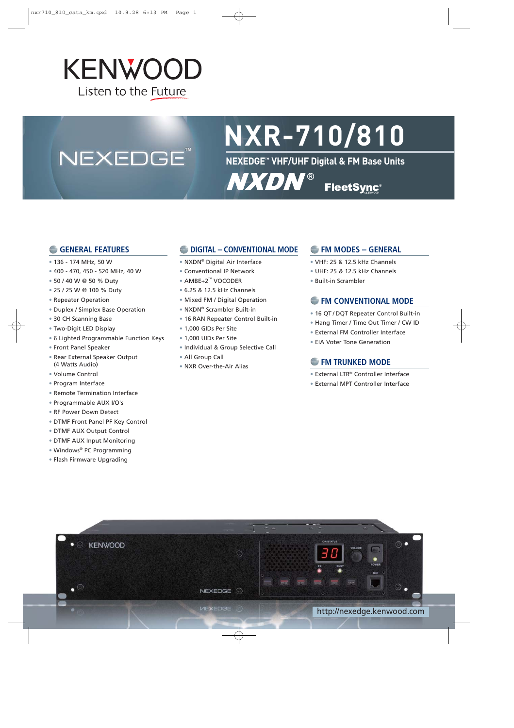KENWOOD

Listen to the Future

NEXEDGE™

# NXR-710/810

## NEXEDGE™ VHF/UHF Digital & FM Base Units

NXDN® FleetSync®

### GENERAL FEATURES

- 136 - 174 MHz, 50 W
- 400 - 470, 450 - 520 MHz, 40 W
- 50 / 40 W @ 50 % Duty
- 25 / 25 W @ 100 % Duty
- Repeater Operation
- Duplex / Simplex Base Operation
- 30 CH Scanning Base
- Two-Digit LED Display
- 6 Lighted Programmable Function Keys
- Front Panel Speaker
- Rear External Speaker Output (4 Watts Audio)
- Volume Control
- Program Interface
- Remote Termination Interface
- Programmable AUX I/O's
- RF Power Down Detect
- DTMF Front Panel PF Key Control
- DTMF AUX Output Control
- DTMF AUX Input Monitoring
- Windows® PC Programming
- Flash Firmware Upgrading

### DIGITAL – CONVENTIONAL MODE

- NXDN® Digital Air Interface
- Conventional IP Network
- AMBE+2™ VOCODER
- 6.25 & 12.5 kHz Channels
- Mixed FM / Digital Operation
- NXDN® Scrambler Built-in
- 16 RAN Repeater Control Built-in
- 1,000 GIDs Per Site
- 1,000 UIDs Per Site
- Individual & Group Selective Call
- All Group Call
- NXR Over-the-Air Alias

### FM MODES – GENERAL

- VHF: 25 & 12.5 kHz Channels
- UHF: 25 & 12.5 kHz Channels
- Built-in Scrambler

### FM CONVENTIONAL MODE

- 16 QT / DQT Repeater Control Built-in
- Hang Timer / Time Out Timer / CW ID
- External FM Controller Interface
- EIA Voter Tone Generation

### FM TRUNKED MODE

- External LTR® Controller Interface
- External MPT Controller Interface

http://nexedge.kenwood.com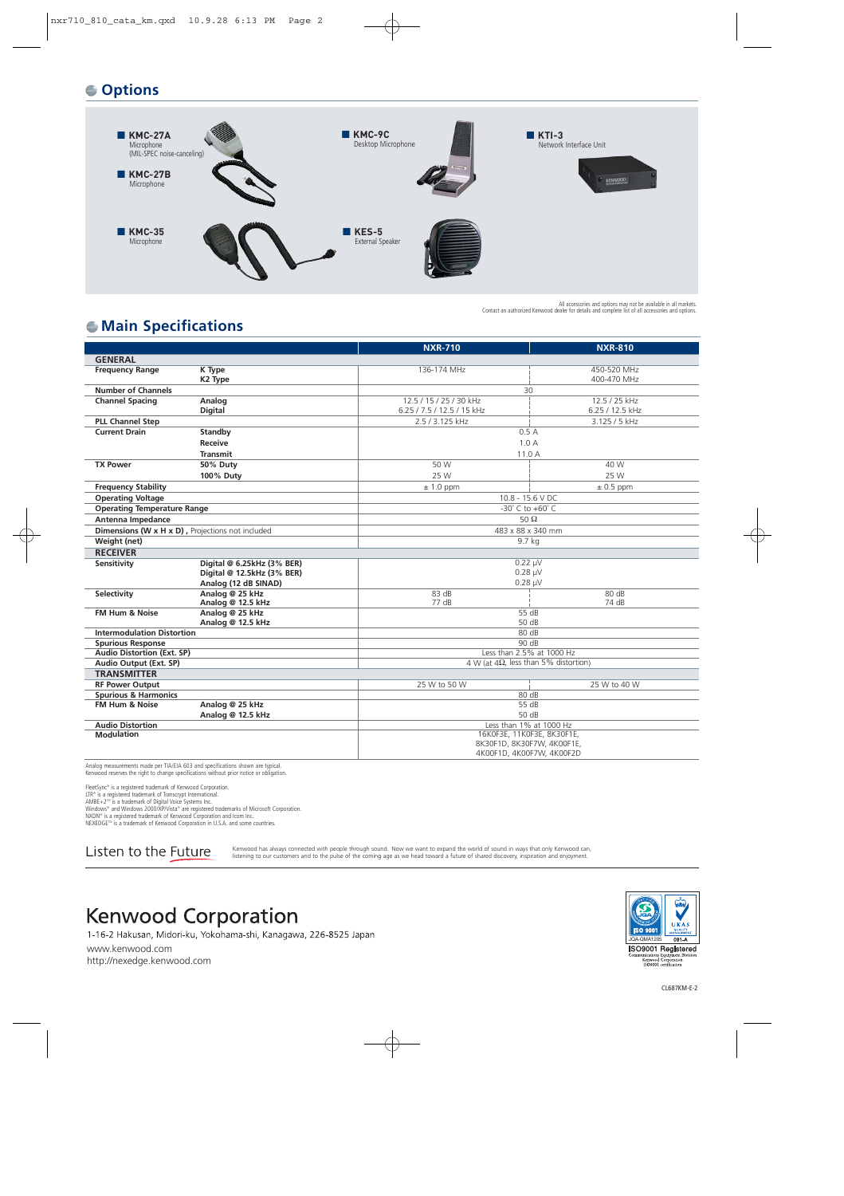## Options

**■ KMC-27A**
Microphone
(MIL-SPEC noise-canceling)

**■ KMC-27B**
Microphone

**■ KMC-35**
Microphone

**■ KMC-9C**
Desktop Microphone

**■ KES-5**
External Speaker

**■ KTI-3**
Network Interface Unit

All accessories and options may not be available in all markets.
Contact an authorized Kenwood dealer for details and complete list of all accessories and options.

## Main Specifications

| | | NXR-710 | NXR-810 |
|---|---|---|---|
| **GENERAL** | | | |
| **Frequency Range** | **K Type** | 136-174 MHz | 450-520 MHz |
| | **K2 Type** | | 400-470 MHz |
| **Number of Channels** | | 30 | |
| **Channel Spacing** | **Analog** | 12.5 / 15 / 25 / 30 kHz | 12.5 / 25 kHz |
| | **Digital** | 6.25 / 7.5 / 12.5 / 15 kHz | 6.25 / 12.5 kHz |
| **PLL Channel Step** | | 2.5 / 3.125 kHz | 3.125 / 5 kHz |
| **Current Drain** | **Standby** | 0.5 A | |
| | **Receive** | 1.0 A | |
| | **Transmit** | 11.0 A | |
| **TX Power** | **50% Duty** | 50 W | 40 W |
| | **100% Duty** | 25 W | 25 W |
| **Frequency Stability** | | ± 1.0 ppm | ± 0.5 ppm |
| **Operating Voltage** | | 10.8 - 15.6 V DC | |
| **Operating Temperature Range** | | -30˚ C to +60˚ C | |
| **Antenna Impedance** | | 50 Ω | |
| **Dimensions (W x H x D)**, Projections not included | | 483 x 88 x 340 mm | |
| **Weight (net)** | | 9.7 kg | |
| **RECEIVER** | | | |
| **Sensitivity** | **Digital @ 6.25kHz (3% BER)** | 0.22 μV | |
| | **Digital @ 12.5kHz (3% BER)** | 0.28 μV | |
| | **Analog (12 dB SINAD)** | 0.28 μV | |
| **Selectivity** | **Analog @ 25 kHz** | 83 dB | 80 dB |
| | **Analog @ 12.5 kHz** | 77 dB | 74 dB |
| **FM Hum & Noise** | **Analog @ 25 kHz** | 55 dB | |
| | **Analog @ 12.5 kHz** | 50 dB | |
| **Intermodulation Distortion** | | 80 dB | |
| **Spurious Response** | | 90 dB | |
| **Audio Distortion (Ext. SP)** | | Less than 2.5% at 1000 Hz | |
| **Audio Output (Ext. SP)** | | 4 W (at 4Ω, less than 5% distortion) | |
| **TRANSMITTER** | | | |
| **RF Power Output** | | 25 W to 50 W | 25 W to 40 W |
| **Spurious & Harmonics** | | 80 dB | |
| **FM Hum & Noise** | **Analog @ 25 kHz** | 55 dB | |
| | **Analog @ 12.5 kHz** | 50 dB | |
| **Audio Distortion** | | Less than 1% at 1000 Hz | |
| **Modulation** | | 16K0F3E, 11K0F3E, 8K30F1E, 8K30F1D, 8K30F7W, 4K00F1E, 4K00F1D, 4K00F7W, 4K00F2D | |

Analog measurements made per TIA/EIA 603 and specifications shown are typical.
Kenwood reserves the right to change specifications without prior notice or obligation.

FleetSync® is a registered trademark of Kenwood Corporation.
LTR® is a registered trademark of Transcrypt International.
AMBE+2™ is a trademark of Digital Voice Systems Inc.
Windows® and Windows 2000/XP/Vista® are registered trademarks of Microsoft Corporation.
NXDN® is a registered trademark of Kenwood Corporation and Icom Inc.
NEXEDGE™ is a trademark of Kenwood Corporation in U.S.A. and some countries.

Listen to the Future

Kenwood has always connected with people through sound. Now we want to expand the world of sound in ways that only Kenwood can, listening to our customers and to the pulse of the coming age as we head toward a future of shared discovery, inspiration and enjoyment.

# Kenwood Corporation

1-16-2 Hakusan, Midori-ku, Yokohama-shi, Kanagawa, 226-8525 Japan

www.kenwood.com
http://nexedge.kenwood.com

ISO 9001 JQA-QMA1205 UKAS QUALITY MANAGEMENT 091-A

ISO9001 Registered
Communications Equipment Division
Kenwood Corporation
ISO9001 certification

CL687KM-E-2